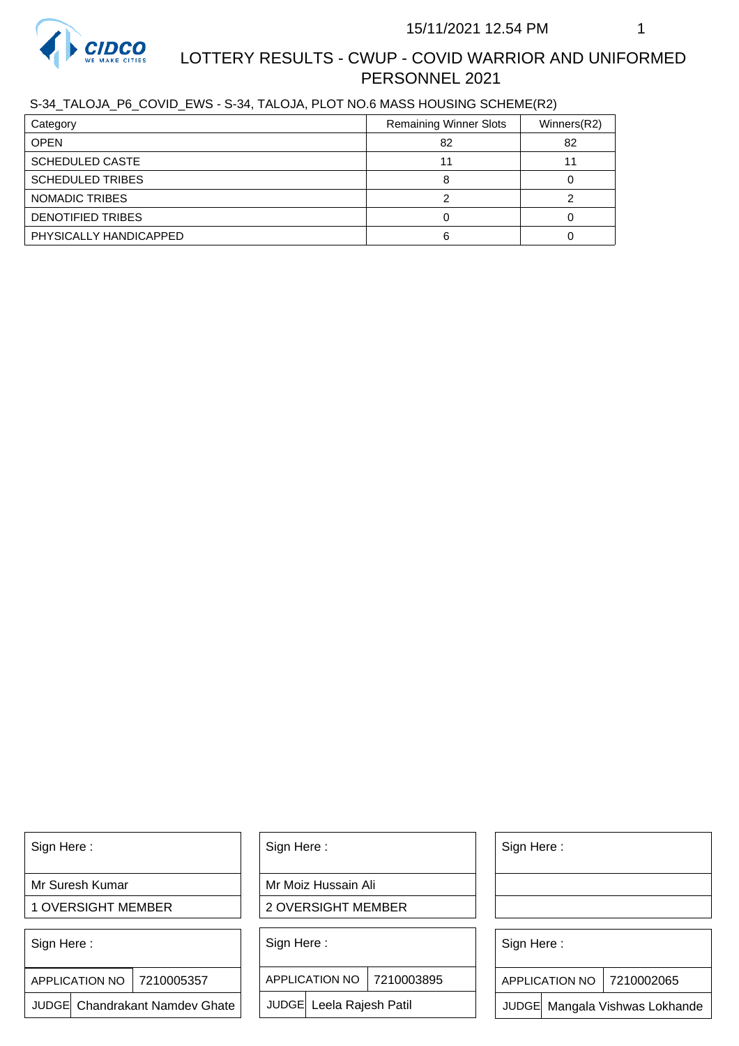# LOTTERY RESULTS - CWUP - COVID WARRIOR AND UNIFORMED PERSONNEL 2021

15/11/2021 12.54 PM

S-34_TALOJA_P6_COVID_EWS - S-34, TALOJA, PLOT NO.6 MASS HOUSING SCHEME(R2)

| Category | Remaining Winner Slots | Winners(R2) |
|---|---|---|
| OPEN | 82 | 82 |
| SCHEDULED CASTE | 11 | 11 |
| SCHEDULED TRIBES | 8 | 0 |
| NOMADIC TRIBES | 2 | 2 |
| DENOTIFIED TRIBES | 0 | 0 |
| PHYSICALLY HANDICAPPED | 6 | 0 |

| Sign Here : | Sign Here : | Sign Here : |
|---|---|---|
| Mr Suresh Kumar | Mr Moiz Hussain Ali | |
| 1 OVERSIGHT MEMBER | 2 OVERSIGHT MEMBER | |

| Sign Here : | | Sign Here : | | Sign Here : | |
|---|---|---|---|---|---|
| APPLICATION NO | 7210005357 | APPLICATION NO | 7210003895 | APPLICATION NO | 7210002065 |
| JUDGE | Chandrakant Namdev Ghate | JUDGE | Leela Rajesh Patil | JUDGE | Mangala Vishwas Lokhande |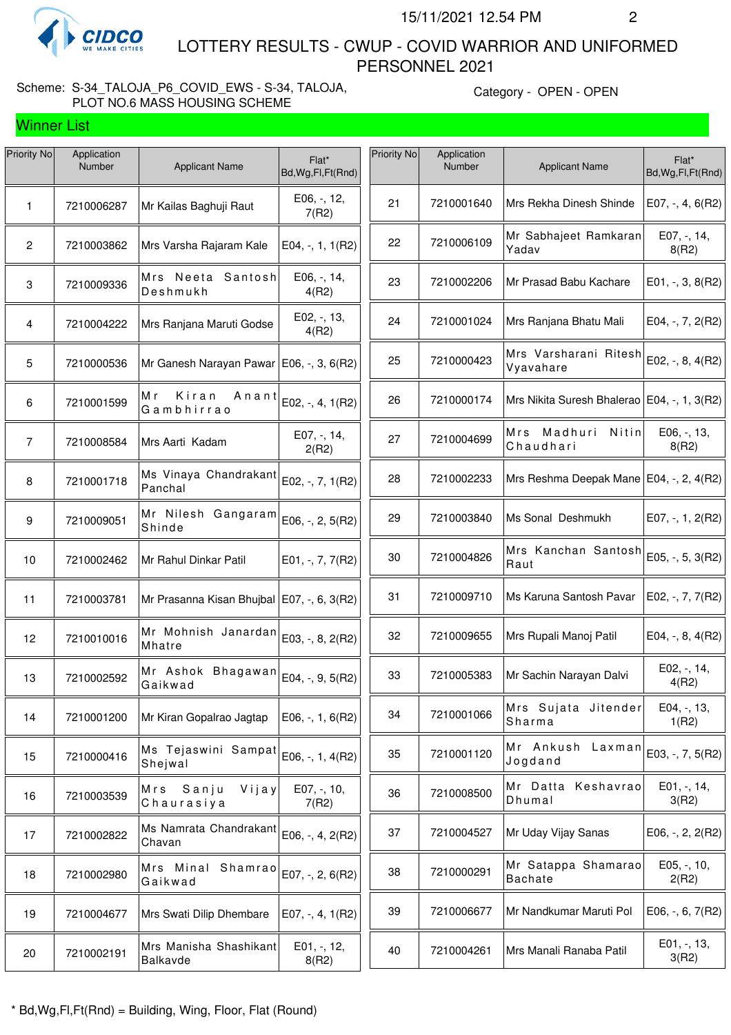# LOTTERY RESULTS - CWUP - COVID WARRIOR AND UNIFORMED PERSONNEL 2021

15/11/2021 12.54 PM

Scheme: S-34_TALOJA_P6_COVID_EWS - S-34, TALOJA, PLOT NO.6 MASS HOUSING SCHEME

Category - OPEN - OPEN

## Winner List

| Priority No | Application Number | Applicant Name | Flat* Bd,Wg,Fl,Ft(Rnd) |
|---|---|---|---|
| 1 | 7210006287 | Mr Kailas Baghuji Raut | E06, -, 12, 7(R2) |
| 2 | 7210003862 | Mrs Varsha Rajaram Kale | E04, -, 1, 1(R2) |
| 3 | 7210009336 | Mrs Neeta Santosh Deshmukh | E06, -, 14, 4(R2) |
| 4 | 7210004222 | Mrs Ranjana Maruti Godse | E02, -, 13, 4(R2) |
| 5 | 7210000536 | Mr Ganesh Narayan Pawar | E06, -, 3, 6(R2) |
| 6 | 7210001599 | Mr Kiran Anant Gambhirrao | E02, -, 4, 1(R2) |
| 7 | 7210008584 | Mrs Aarti Kadam | E07, -, 14, 2(R2) |
| 8 | 7210001718 | Ms Vinaya Chandrakant Panchal | E02, -, 7, 1(R2) |
| 9 | 7210009051 | Mr Nilesh Gangaram Shinde | E06, -, 2, 5(R2) |
| 10 | 7210002462 | Mr Rahul Dinkar Patil | E01, -, 7, 7(R2) |
| 11 | 7210003781 | Mr Prasanna Kisan Bhujbal | E07, -, 6, 3(R2) |
| 12 | 7210010016 | Mr Mohnish Janardan Mhatre | E03, -, 8, 2(R2) |
| 13 | 7210002592 | Mr Ashok Bhagawan Gaikwad | E04, -, 9, 5(R2) |
| 14 | 7210001200 | Mr Kiran Gopalrao Jagtap | E06, -, 1, 6(R2) |
| 15 | 7210000416 | Ms Tejaswini Sampat Shejwal | E06, -, 1, 4(R2) |
| 16 | 7210003539 | Mrs Sanju Vijay Chaurasiya | E07, -, 10, 7(R2) |
| 17 | 7210002822 | Ms Namrata Chandrakant Chavan | E06, -, 4, 2(R2) |
| 18 | 7210002980 | Mrs Minal Shamrao Gaikwad | E07, -, 2, 6(R2) |
| 19 | 7210004677 | Mrs Swati Dilip Dhembare | E07, -, 4, 1(R2) |
| 20 | 7210002191 | Mrs Manisha Shashikant Balkavde | E01, -, 12, 8(R2) |
| 21 | 7210001640 | Mrs Rekha Dinesh Shinde | E07, -, 4, 6(R2) |
| 22 | 7210006109 | Mr Sabhajeet Ramkaran Yadav | E07, -, 14, 8(R2) |
| 23 | 7210002206 | Mr Prasad Babu Kachare | E01, -, 3, 8(R2) |
| 24 | 7210001024 | Mrs Ranjana Bhatu Mali | E04, -, 7, 2(R2) |
| 25 | 7210000423 | Mrs Varsharani Ritesh Vyavahare | E02, -, 8, 4(R2) |
| 26 | 7210000174 | Mrs Nikita Suresh Bhalerao | E04, -, 1, 3(R2) |
| 27 | 7210004699 | Mrs Madhuri Nitin Chaudhari | E06, -, 13, 8(R2) |
| 28 | 7210002233 | Mrs Reshma Deepak Mane | E04, -, 2, 4(R2) |
| 29 | 7210003840 | Ms Sonal Deshmukh | E07, -, 1, 2(R2) |
| 30 | 7210004826 | Mrs Kanchan Santosh Raut | E05, -, 5, 3(R2) |
| 31 | 7210009710 | Ms Karuna Santosh Pavar | E02, -, 7, 7(R2) |
| 32 | 7210009655 | Mrs Rupali Manoj Patil | E04, -, 8, 4(R2) |
| 33 | 7210005383 | Mr Sachin Narayan Dalvi | E02, -, 14, 4(R2) |
| 34 | 7210001066 | Mrs Sujata Jitender Sharma | E04, -, 13, 1(R2) |
| 35 | 7210001120 | Mr Ankush Laxman Jogdand | E03, -, 7, 5(R2) |
| 36 | 7210008500 | Mr Datta Keshavrao Dhumal | E01, -, 14, 3(R2) |
| 37 | 7210004527 | Mr Uday Vijay Sanas | E06, -, 2, 2(R2) |
| 38 | 7210000291 | Mr Satappa Shamarao Bachate | E05, -, 10, 2(R2) |
| 39 | 7210006677 | Mr Nandkumar Maruti Pol | E06, -, 6, 7(R2) |
| 40 | 7210004261 | Mrs Manali Ranaba Patil | E01, -, 13, 3(R2) |

* Bd,Wg,Fl,Ft(Rnd) = Building, Wing, Floor, Flat (Round)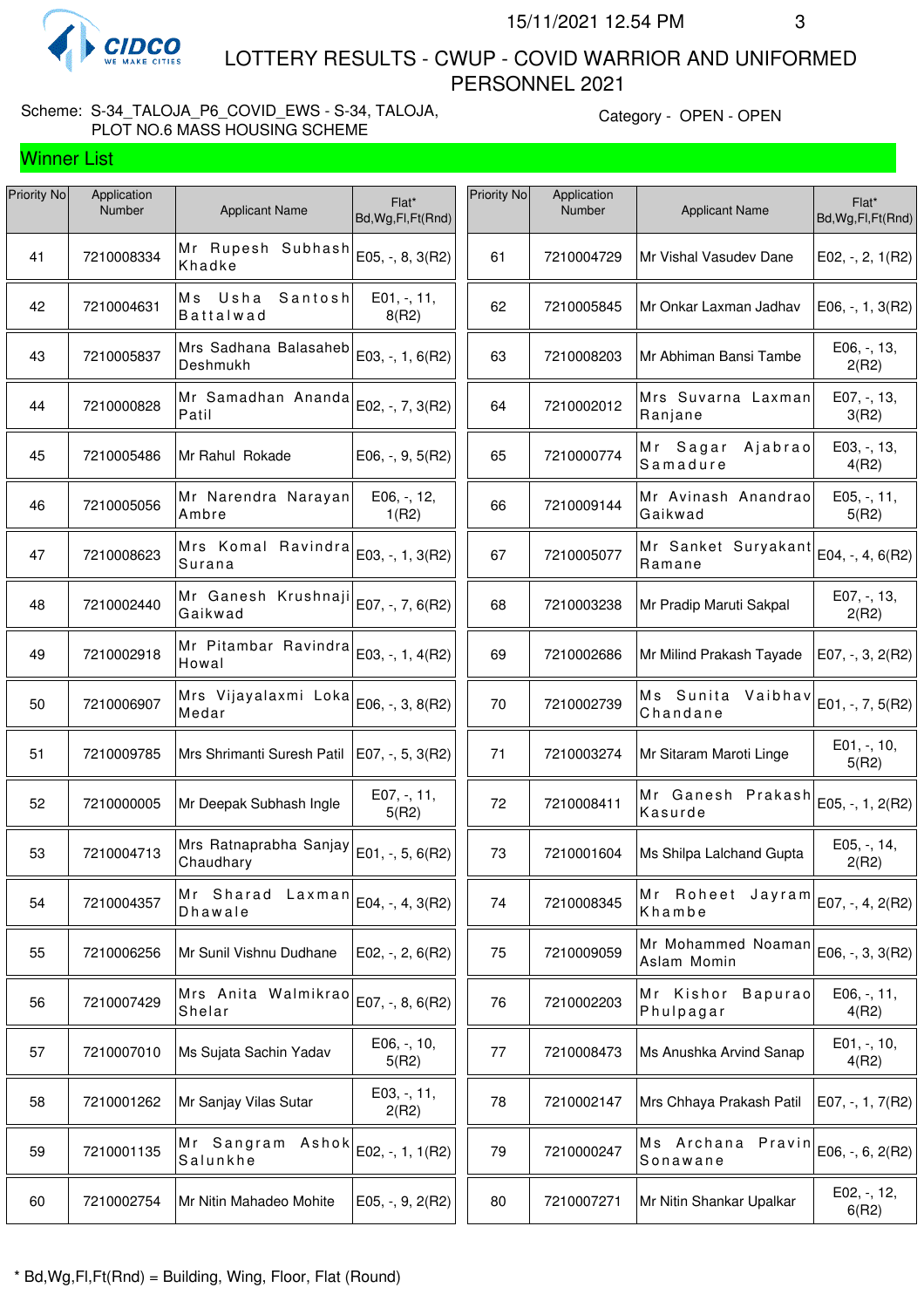# LOTTERY RESULTS - CWUP - COVID WARRIOR AND UNIFORMED PERSONNEL 2021

15/11/2021 12.54 PM

Scheme: S-34_TALOJA_P6_COVID_EWS - S-34, TALOJA, PLOT NO.6 MASS HOUSING SCHEME

Category - OPEN - OPEN

## Winner List

| Priority No | Application Number | Applicant Name | Flat* Bd,Wg,Fl,Ft(Rnd) |
|---|---|---|---|
| 41 | 7210008334 | Mr Rupesh Subhash Khadke | E05, -, 8, 3(R2) |
| 42 | 7210004631 | Ms Usha Santosh Battalwad | E01, -, 11, 8(R2) |
| 43 | 7210005837 | Mrs Sadhana Balasaheb Deshmukh | E03, -, 1, 6(R2) |
| 44 | 7210000828 | Mr Samadhan Ananda Patil | E02, -, 7, 3(R2) |
| 45 | 7210005486 | Mr Rahul Rokade | E06, -, 9, 5(R2) |
| 46 | 7210005056 | Mr Narendra Narayan Ambre | E06, -, 12, 1(R2) |
| 47 | 7210008623 | Mrs Komal Ravindra Surana | E03, -, 1, 3(R2) |
| 48 | 7210002440 | Mr Ganesh Krushnaji Gaikwad | E07, -, 7, 6(R2) |
| 49 | 7210002918 | Mr Pitambar Ravindra Howal | E03, -, 1, 4(R2) |
| 50 | 7210006907 | Mrs Vijayalaxmi Loka Medar | E06, -, 3, 8(R2) |
| 51 | 7210009785 | Mrs Shrimanti Suresh Patil | E07, -, 5, 3(R2) |
| 52 | 7210000005 | Mr Deepak Subhash Ingle | E07, -, 11, 5(R2) |
| 53 | 7210004713 | Mrs Ratnaprabha Sanjay Chaudhary | E01, -, 5, 6(R2) |
| 54 | 7210004357 | Mr Sharad Laxman Dhawale | E04, -, 4, 3(R2) |
| 55 | 7210006256 | Mr Sunil Vishnu Dudhane | E02, -, 2, 6(R2) |
| 56 | 7210007429 | Mrs Anita Walmikrao Shelar | E07, -, 8, 6(R2) |
| 57 | 7210007010 | Ms Sujata Sachin Yadav | E06, -, 10, 5(R2) |
| 58 | 7210001262 | Mr Sanjay Vilas Sutar | E03, -, 11, 2(R2) |
| 59 | 7210001135 | Mr Sangram Ashok Salunkhe | E02, -, 1, 1(R2) |
| 60 | 7210002754 | Mr Nitin Mahadeo Mohite | E05, -, 9, 2(R2) |
| 61 | 7210004729 | Mr Vishal Vasudev Dane | E02, -, 2, 1(R2) |
| 62 | 7210005845 | Mr Onkar Laxman Jadhav | E06, -, 1, 3(R2) |
| 63 | 7210008203 | Mr Abhiman Bansi Tambe | E06, -, 13, 2(R2) |
| 64 | 7210002012 | Mrs Suvarna Laxman Ranjane | E07, -, 13, 3(R2) |
| 65 | 7210000774 | Mr Sagar Ajabrao Samadure | E03, -, 13, 4(R2) |
| 66 | 7210009144 | Mr Avinash Anandrao Gaikwad | E05, -, 11, 5(R2) |
| 67 | 7210005077 | Mr Sanket Suryakant Ramane | E04, -, 4, 6(R2) |
| 68 | 7210003238 | Mr Pradip Maruti Sakpal | E07, -, 13, 2(R2) |
| 69 | 7210002686 | Mr Milind Prakash Tayade | E07, -, 3, 2(R2) |
| 70 | 7210002739 | Ms Sunita Vaibhav Chandane | E01, -, 7, 5(R2) |
| 71 | 7210003274 | Mr Sitaram Maroti Linge | E01, -, 10, 5(R2) |
| 72 | 7210008411 | Mr Ganesh Prakash Kasurde | E05, -, 1, 2(R2) |
| 73 | 7210001604 | Ms Shilpa Lalchand Gupta | E05, -, 14, 2(R2) |
| 74 | 7210008345 | Mr Roheet Jayram Khambe | E07, -, 4, 2(R2) |
| 75 | 7210009059 | Mr Mohammed Noaman Aslam Momin | E06, -, 3, 3(R2) |
| 76 | 7210002203 | Mr Kishor Bapurao Phulpagar | E06, -, 11, 4(R2) |
| 77 | 7210008473 | Ms Anushka Arvind Sanap | E01, -, 10, 4(R2) |
| 78 | 7210002147 | Mrs Chhaya Prakash Patil | E07, -, 1, 7(R2) |
| 79 | 7210000247 | Ms Archana Pravin Sonawane | E06, -, 6, 2(R2) |
| 80 | 7210007271 | Mr Nitin Shankar Upalkar | E02, -, 12, 6(R2) |

* Bd,Wg,Fl,Ft(Rnd) = Building, Wing, Floor, Flat (Round)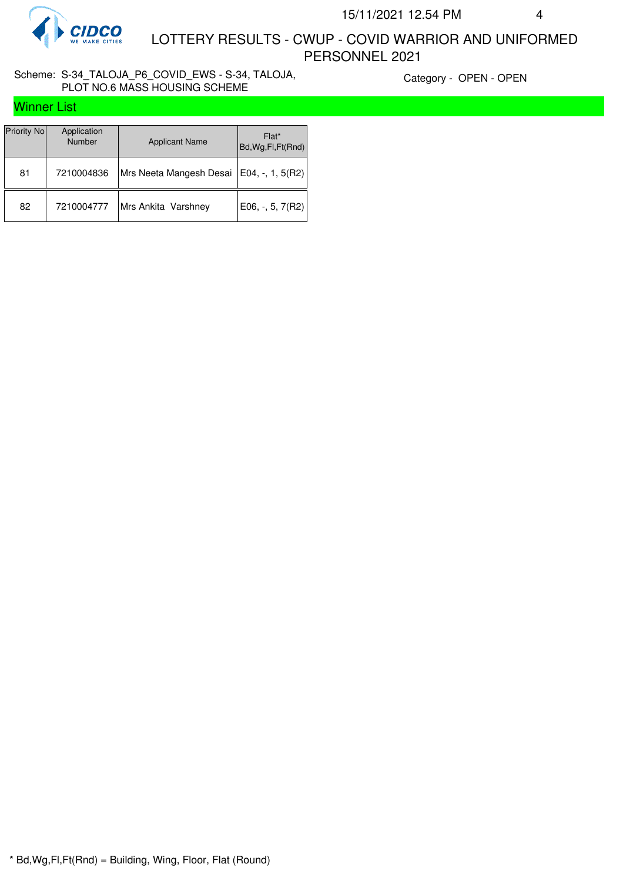# LOTTERY RESULTS - CWUP - COVID WARRIOR AND UNIFORMED PERSONNEL 2021

Scheme: S-34_TALOJA_P6_COVID_EWS - S-34, TALOJA, PLOT NO.6 MASS HOUSING SCHEME

Category - OPEN - OPEN

## Winner List

| Priority No | Application Number | Applicant Name | Flat* Bd,Wg,Fl,Ft(Rnd) |
|---|---|---|---|
| 81 | 7210004836 | Mrs Neeta Mangesh Desai | E04, -, 1, 5(R2) |
| 82 | 7210004777 | Mrs Ankita Varshney | E06, -, 5, 7(R2) |

* Bd,Wg,Fl,Ft(Rnd) = Building, Wing, Floor, Flat (Round)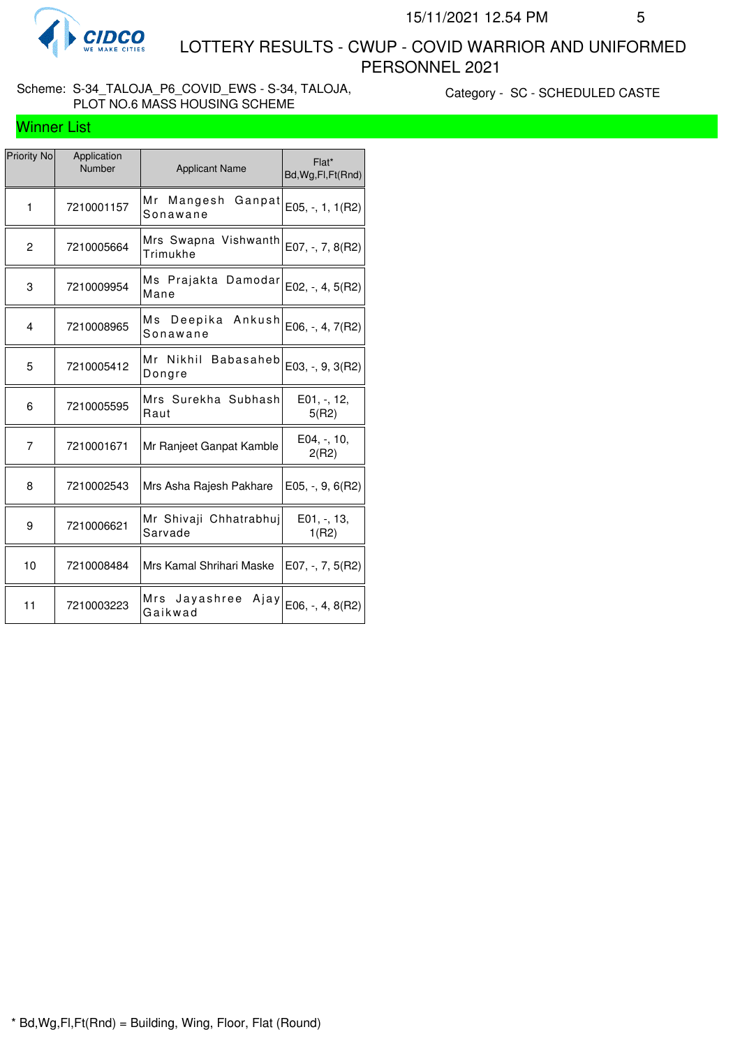# LOTTERY RESULTS - CWUP - COVID WARRIOR AND UNIFORMED PERSONNEL 2021

15/11/2021 12.54 PM

Scheme: S-34_TALOJA_P6_COVID_EWS - S-34, TALOJA, PLOT NO.6 MASS HOUSING SCHEME

Category - SC - SCHEDULED CASTE

## Winner List

| Priority No | Application Number | Applicant Name | Flat* Bd,Wg,Fl,Ft(Rnd) |
|---|---|---|---|
| 1 | 7210001157 | Mr Mangesh Ganpat Sonawane | E05, -, 1, 1(R2) |
| 2 | 7210005664 | Mrs Swapna Vishwanth Trimukhe | E07, -, 7, 8(R2) |
| 3 | 7210009954 | Ms Prajakta Damodar Mane | E02, -, 4, 5(R2) |
| 4 | 7210008965 | Ms Deepika Ankush Sonawane | E06, -, 4, 7(R2) |
| 5 | 7210005412 | Mr Nikhil Babasaheb Dongre | E03, -, 9, 3(R2) |
| 6 | 7210005595 | Mrs Surekha Subhash Raut | E01, -, 12, 5(R2) |
| 7 | 7210001671 | Mr Ranjeet Ganpat Kamble | E04, -, 10, 2(R2) |
| 8 | 7210002543 | Mrs Asha Rajesh Pakhare | E05, -, 9, 6(R2) |
| 9 | 7210006621 | Mr Shivaji Chhatrabhuj Sarvade | E01, -, 13, 1(R2) |
| 10 | 7210008484 | Mrs Kamal Shrihari Maske | E07, -, 7, 5(R2) |
| 11 | 7210003223 | Mrs Jayashree Ajay Gaikwad | E06, -, 4, 8(R2) |

* Bd,Wg,Fl,Ft(Rnd) = Building, Wing, Floor, Flat (Round)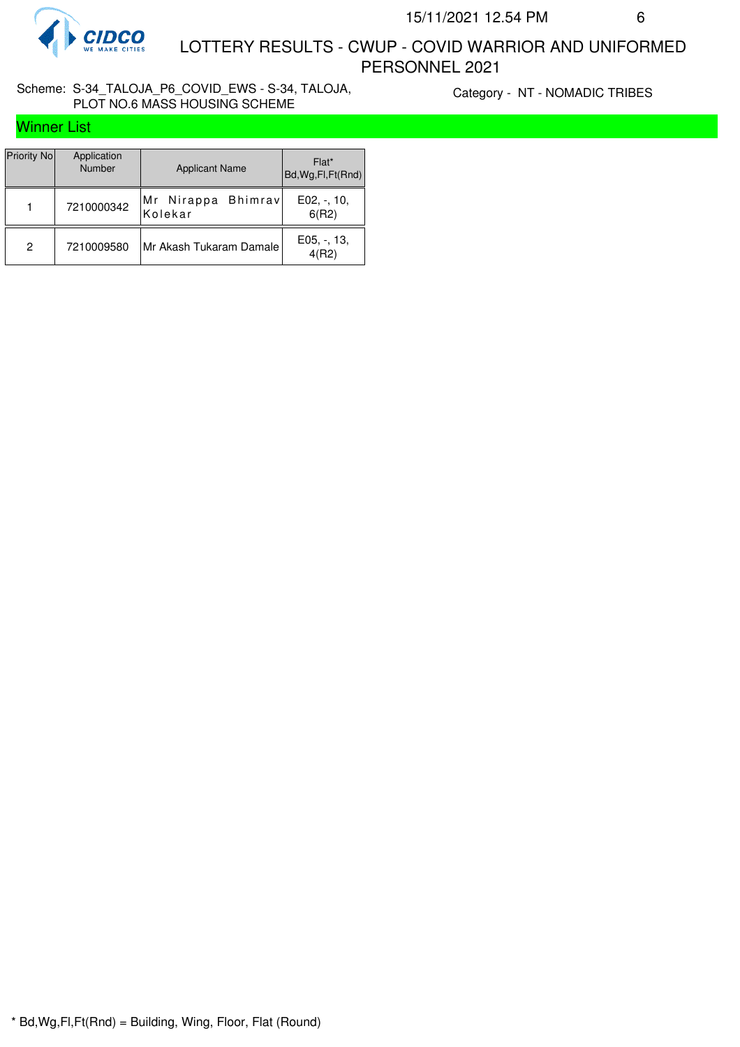# LOTTERY RESULTS - CWUP - COVID WARRIOR AND UNIFORMED PERSONNEL 2021

Scheme: S-34_TALOJA_P6_COVID_EWS - S-34, TALOJA, PLOT NO.6 MASS HOUSING SCHEME

Category - NT - NOMADIC TRIBES

## Winner List

| Priority No | Application Number | Applicant Name | Flat* Bd,Wg,Fl,Ft(Rnd) |
|---|---|---|---|
| 1 | 7210000342 | Mr Nirappa Bhimrav Kolekar | E02, -, 10, 6(R2) |
| 2 | 7210009580 | Mr Akash Tukaram Damale | E05, -, 13, 4(R2) |

* Bd,Wg,Fl,Ft(Rnd) = Building, Wing, Floor, Flat (Round)